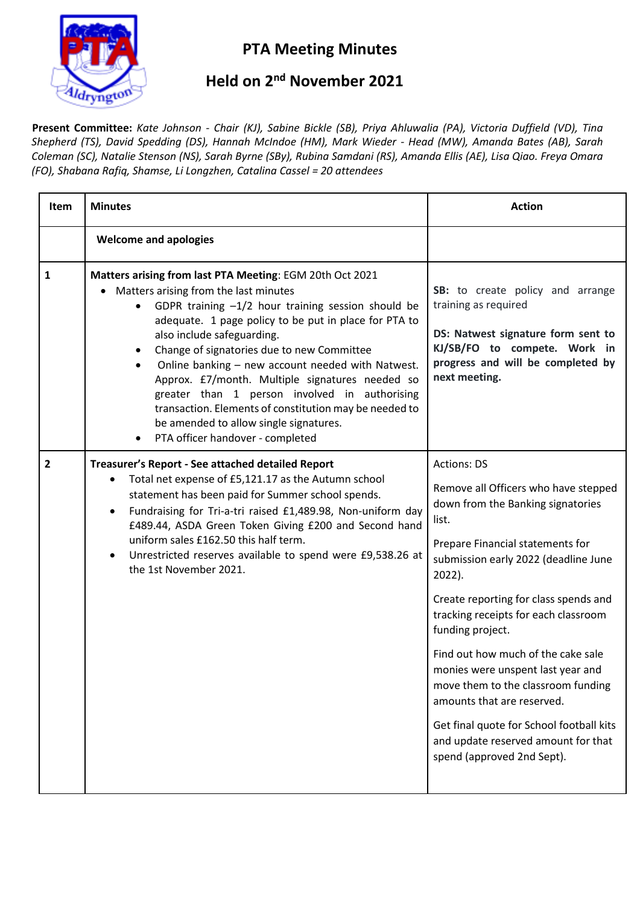# PTA Meeting Minutes

## Held on 2nd November 2021

**Present Committee:** *Kate Johnson - Chair (KJ), Sabine Bickle (SB), Priya Ahluwalia (PA), Victoria Duffield (VD), Tina Shepherd (TS), David Spedding (DS), Hannah McIndoe (HM), Mark Wieder - Head (MW), Amanda Bates (AB), Sarah Coleman (SC), Natalie Stenson (NS), Sarah Byrne (SBy), Rubina Samdani (RS), Amanda Ellis (AE), Lisa Qiao. Freya Omara (FO), Shabana Rafiq, Shamse, Li Longzhen, Catalina Cassel = 20 attendees*

| Item | Minutes | Action |
|---|---|---|
| | **Welcome and apologies** | |
| 1 | **Matters arising from last PTA Meeting**: EGM 20th Oct 2021<br>• Matters arising from the last minutes<br>  • GDPR training –1/2 hour training session should be adequate. 1 page policy to be put in place for PTA to also include safeguarding.<br>  • Change of signatories due to new Committee<br>  • Online banking – new account needed with Natwest. Approx. £7/month. Multiple signatures needed so greater than 1 person involved in authorising transaction. Elements of constitution may be needed to be amended to allow single signatures.<br>  • PTA officer handover - completed | **SB:** to create policy and arrange training as required<br><br>**DS: Natwest signature form sent to KJ/SB/FO to compete. Work in progress and will be completed by next meeting.** |
| 2 | **Treasurer's Report - See attached detailed Report**<br>• Total net expense of £5,121.17 as the Autumn school statement has been paid for Summer school spends.<br>• Fundraising for Tri-a-tri raised £1,489.98, Non-uniform day £489.44, ASDA Green Token Giving £200 and Second hand uniform sales £162.50 this half term.<br>• Unrestricted reserves available to spend were £9,538.26 at the 1st November 2021. | Actions: DS<br><br>Remove all Officers who have stepped down from the Banking signatories list.<br><br>Prepare Financial statements for submission early 2022 (deadline June 2022).<br><br>Create reporting for class spends and tracking receipts for each classroom funding project.<br><br>Find out how much of the cake sale monies were unspent last year and move them to the classroom funding amounts that are reserved.<br><br>Get final quote for School football kits and update reserved amount for that spend (approved 2nd Sept). |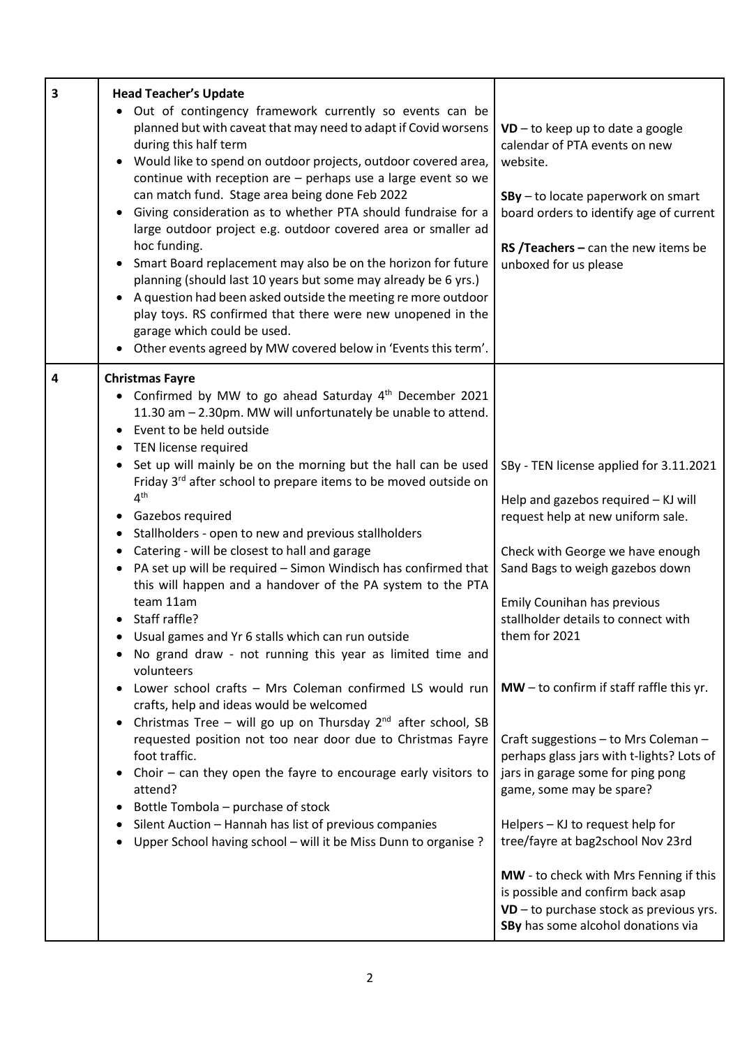| | | |
|---|---|---|
| 3 | **Head Teacher's Update**<br>• Out of contingency framework currently so events can be planned but with caveat that may need to adapt if Covid worsens during this half term<br>• Would like to spend on outdoor projects, outdoor covered area, continue with reception are – perhaps use a large event so we can match fund. Stage area being done Feb 2022<br>• Giving consideration as to whether PTA should fundraise for a large outdoor project e.g. outdoor covered area or smaller ad hoc funding.<br>• Smart Board replacement may also be on the horizon for future planning (should last 10 years but some may already be 6 yrs.)<br>• A question had been asked outside the meeting re more outdoor play toys. RS confirmed that there were new unopened in the garage which could be used.<br>• Other events agreed by MW covered below in 'Events this term'. | **VD** – to keep up to date a google calendar of PTA events on new website.<br><br>**SBy** – to locate paperwork on smart board orders to identify age of current<br><br>**RS /Teachers –** can the new items be unboxed for us please |
| 4 | **Christmas Fayre**<br>• Confirmed by MW to go ahead Saturday 4th December 2021 11.30 am – 2.30pm. MW will unfortunately be unable to attend.<br>• Event to be held outside<br>• TEN license required<br>• Set up will mainly be on the morning but the hall can be used Friday 3rd after school to prepare items to be moved outside on 4th<br>• Gazebos required<br>• Stallholders - open to new and previous stallholders<br>• Catering - will be closest to hall and garage<br>• PA set up will be required – Simon Windisch has confirmed that this will happen and a handover of the PA system to the PTA team 11am<br>• Staff raffle?<br>• Usual games and Yr 6 stalls which can run outside<br>• No grand draw - not running this year as limited time and volunteers<br>• Lower school crafts – Mrs Coleman confirmed LS would run crafts, help and ideas would be welcomed<br>• Christmas Tree – will go up on Thursday 2nd after school, SB requested position not too near door due to Christmas Fayre foot traffic.<br>• Choir – can they open the fayre to encourage early visitors to attend?<br>• Bottle Tombola – purchase of stock<br>• Silent Auction – Hannah has list of previous companies<br>• Upper School having school – will it be Miss Dunn to organise ? | SBy - TEN license applied for 3.11.2021<br><br>Help and gazebos required – KJ will request help at new uniform sale.<br><br>Check with George we have enough Sand Bags to weigh gazebos down<br><br>Emily Counihan has previous stallholder details to connect with them for 2021<br><br>**MW** – to confirm if staff raffle this yr.<br><br>Craft suggestions – to Mrs Coleman – perhaps glass jars with t-lights? Lots of jars in garage some for ping pong game, some may be spare?<br><br>Helpers – KJ to request help for tree/fayre at bag2school Nov 23rd<br><br>**MW** - to check with Mrs Fenning if this is possible and confirm back asap<br>**VD** – to purchase stock as previous yrs.<br>**SBy** has some alcohol donations via |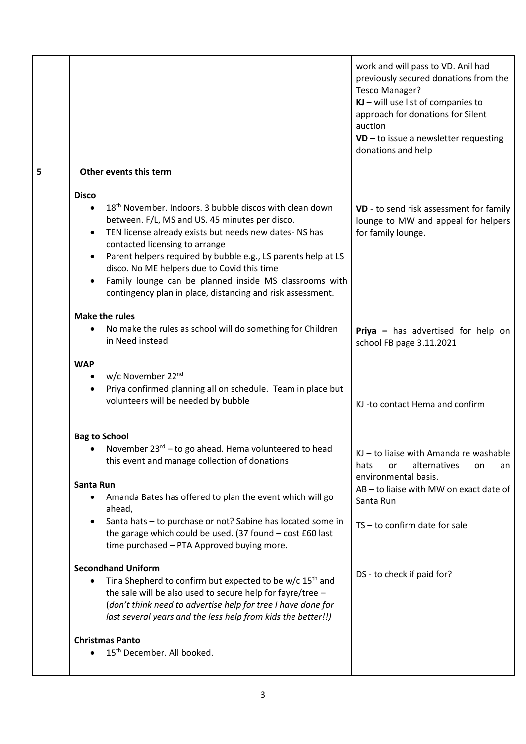| | | |
|---|---|---|
| | | work and will pass to VD. Anil had previously secured donations from the Tesco Manager?<br>**KJ** – will use list of companies to approach for donations for Silent auction<br>**VD –** to issue a newsletter requesting donations and help |
| 5 | **Other events this term**<br><br>**Disco**<br>• 18th November. Indoors. 3 bubble discos with clean down between. F/L, MS and US. 45 minutes per disco.<br>• TEN license already exists but needs new dates- NS has contacted licensing to arrange<br>• Parent helpers required by bubble e.g., LS parents help at LS disco. No ME helpers due to Covid this time<br>• Family lounge can be planned inside MS classrooms with contingency plan in place, distancing and risk assessment.<br><br>**Make the rules**<br>• No make the rules as school will do something for Children in Need instead<br><br>**WAP**<br>• w/c November 22nd<br>• Priya confirmed planning all on schedule. Team in place but volunteers will be needed by bubble<br><br>**Bag to School**<br>• November 23rd – to go ahead. Hema volunteered to head this event and manage collection of donations<br><br>**Santa Run**<br>• Amanda Bates has offered to plan the event which will go ahead,<br>• Santa hats – to purchase or not? Sabine has located some in the garage which could be used. (37 found – cost £60 last time purchased – PTA Approved buying more.<br><br>**Secondhand Uniform**<br>• Tina Shepherd to confirm but expected to be w/c 15th and the sale will be also used to secure help for fayre/tree – (*don't think need to advertise help for tree I have done for last several years and the less help from kids the better!!)*<br><br>**Christmas Panto**<br>• 15th December. All booked. | **VD** - to send risk assessment for family lounge to MW and appeal for helpers for family lounge.<br><br>**Priya –** has advertised for help on school FB page 3.11.2021<br><br>KJ -to contact Hema and confirm<br><br>KJ – to liaise with Amanda re washable hats or alternatives on an environmental basis.<br>AB – to liaise with MW on exact date of Santa Run<br><br>TS – to confirm date for sale<br><br>DS - to check if paid for? |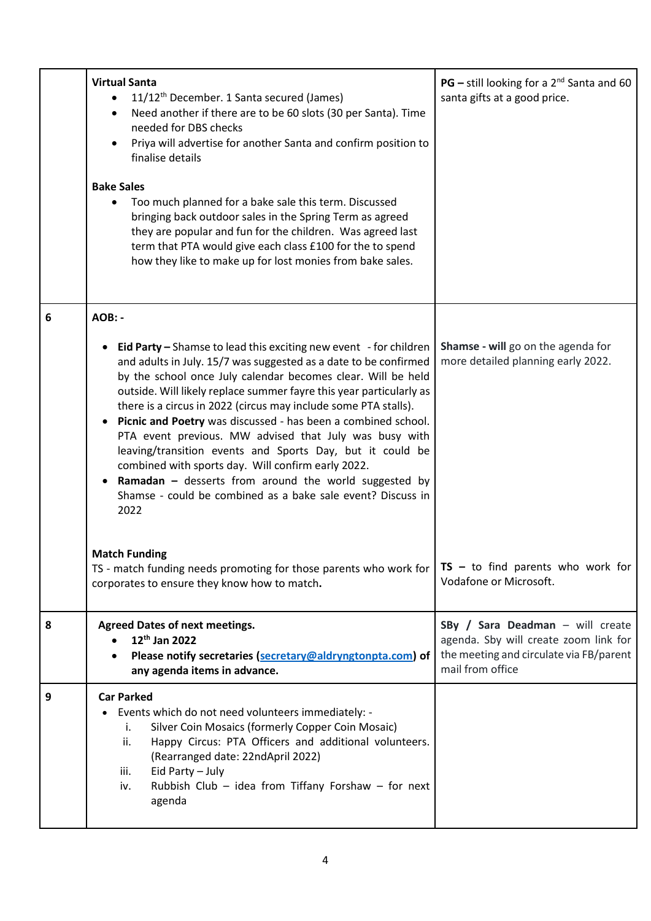| | | |
|---|---|---|
| | **Virtual Santa**<br>• 11/12th December. 1 Santa secured (James)<br>• Need another if there are to be 60 slots (30 per Santa). Time needed for DBS checks<br>• Priya will advertise for another Santa and confirm position to finalise details<br><br>**Bake Sales**<br>• Too much planned for a bake sale this term. Discussed bringing back outdoor sales in the Spring Term as agreed they are popular and fun for the children. Was agreed last term that PTA would give each class £100 for the to spend how they like to make up for lost monies from bake sales. | **PG –** still looking for a 2nd Santa and 60 santa gifts at a good price. |
| 6 | **AOB: -**<br><br>• **Eid Party –** Shamse to lead this exciting new event - for children and adults in July. 15/7 was suggested as a date to be confirmed by the school once July calendar becomes clear. Will be held outside. Will likely replace summer fayre this year particularly as there is a circus in 2022 (circus may include some PTA stalls).<br>• **Picnic and Poetry** was discussed - has been a combined school. PTA event previous. MW advised that July was busy with leaving/transition events and Sports Day, but it could be combined with sports day. Will confirm early 2022.<br>• **Ramadan –** desserts from around the world suggested by Shamse - could be combined as a bake sale event? Discuss in 2022<br><br>**Match Funding**<br>TS - match funding needs promoting for those parents who work for corporates to ensure they know how to match. | **Shamse - will** go on the agenda for more detailed planning early 2022.<br><br>**TS –** to find parents who work for Vodafone or Microsoft. |
| 8 | **Agreed Dates of next meetings.**<br>• **12th Jan 2022**<br>• **Please notify secretaries (secretary@aldryngtonpta.com) of any agenda items in advance.** | **SBy / Sara Deadman** – will create agenda. Sby will create zoom link for the meeting and circulate via FB/parent mail from office |
| 9 | **Car Parked**<br>• Events which do not need volunteers immediately: -<br>i. Silver Coin Mosaics (formerly Copper Coin Mosaic)<br>ii. Happy Circus: PTA Officers and additional volunteers. (Rearranged date: 22ndApril 2022)<br>iii. Eid Party – July<br>iv. Rubbish Club – idea from Tiffany Forshaw – for next agenda | |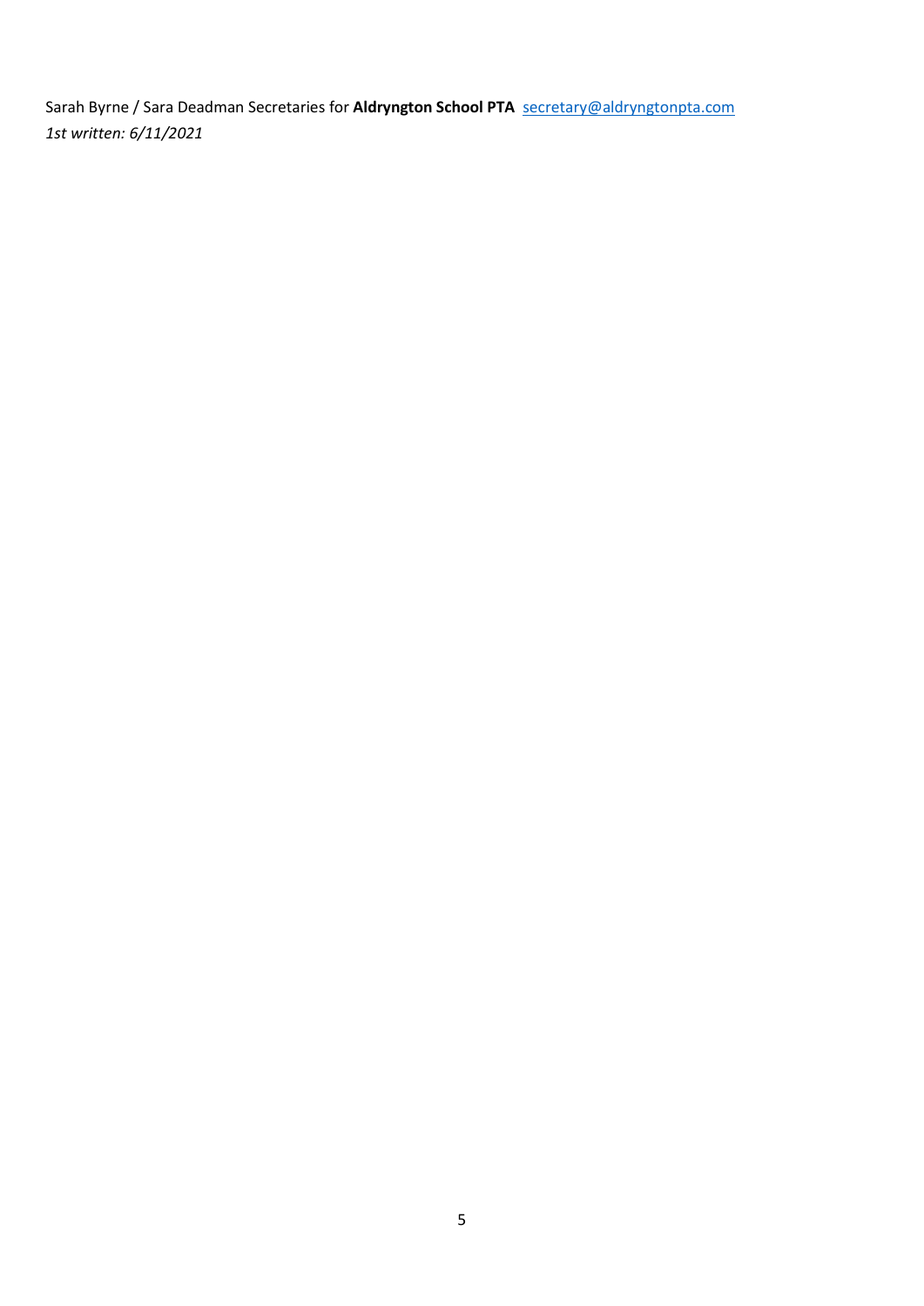Sarah Byrne / Sara Deadman Secretaries for **Aldryngton School PTA** [secretary@aldryngtonpta.com](mailto:secretary@aldryngtonpta.com)
*1st written: 6/11/2021*